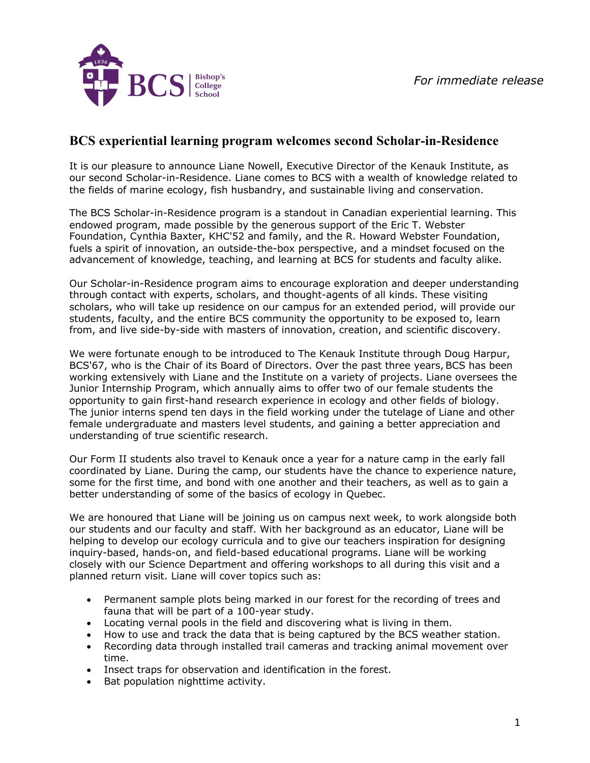*For immediate release*

## BCS experiential learning program welcomes second Scholar-in-Residence

It is our pleasure to announce Liane Nowell, Executive Director of the Kenauk Institute, as our second Scholar-in-Residence. Liane comes to BCS with a wealth of knowledge related to the fields of marine ecology, fish husbandry, and sustainable living and conservation.

The BCS Scholar-in-Residence program is a standout in Canadian experiential learning. This endowed program, made possible by the generous support of the Eric T. Webster Foundation, Cynthia Baxter, KHC'52 and family, and the R. Howard Webster Foundation, fuels a spirit of innovation, an outside-the-box perspective, and a mindset focused on the advancement of knowledge, teaching, and learning at BCS for students and faculty alike.

Our Scholar-in-Residence program aims to encourage exploration and deeper understanding through contact with experts, scholars, and thought-agents of all kinds. These visiting scholars, who will take up residence on our campus for an extended period, will provide our students, faculty, and the entire BCS community the opportunity to be exposed to, learn from, and live side-by-side with masters of innovation, creation, and scientific discovery.

We were fortunate enough to be introduced to The Kenauk Institute through Doug Harpur, BCS'67, who is the Chair of its Board of Directors. Over the past three years, BCS has been working extensively with Liane and the Institute on a variety of projects. Liane oversees the Junior Internship Program, which annually aims to offer two of our female students the opportunity to gain first-hand research experience in ecology and other fields of biology. The junior interns spend ten days in the field working under the tutelage of Liane and other female undergraduate and masters level students, and gaining a better appreciation and understanding of true scientific research.

Our Form II students also travel to Kenauk once a year for a nature camp in the early fall coordinated by Liane. During the camp, our students have the chance to experience nature, some for the first time, and bond with one another and their teachers, as well as to gain a better understanding of some of the basics of ecology in Quebec.

We are honoured that Liane will be joining us on campus next week, to work alongside both our students and our faculty and staff. With her background as an educator, Liane will be helping to develop our ecology curricula and to give our teachers inspiration for designing inquiry-based, hands-on, and field-based educational programs. Liane will be working closely with our Science Department and offering workshops to all during this visit and a planned return visit. Liane will cover topics such as:

- Permanent sample plots being marked in our forest for the recording of trees and fauna that will be part of a 100-year study.
- Locating vernal pools in the field and discovering what is living in them.
- How to use and track the data that is being captured by the BCS weather station.
- Recording data through installed trail cameras and tracking animal movement over time.
- Insect traps for observation and identification in the forest.
- Bat population nighttime activity.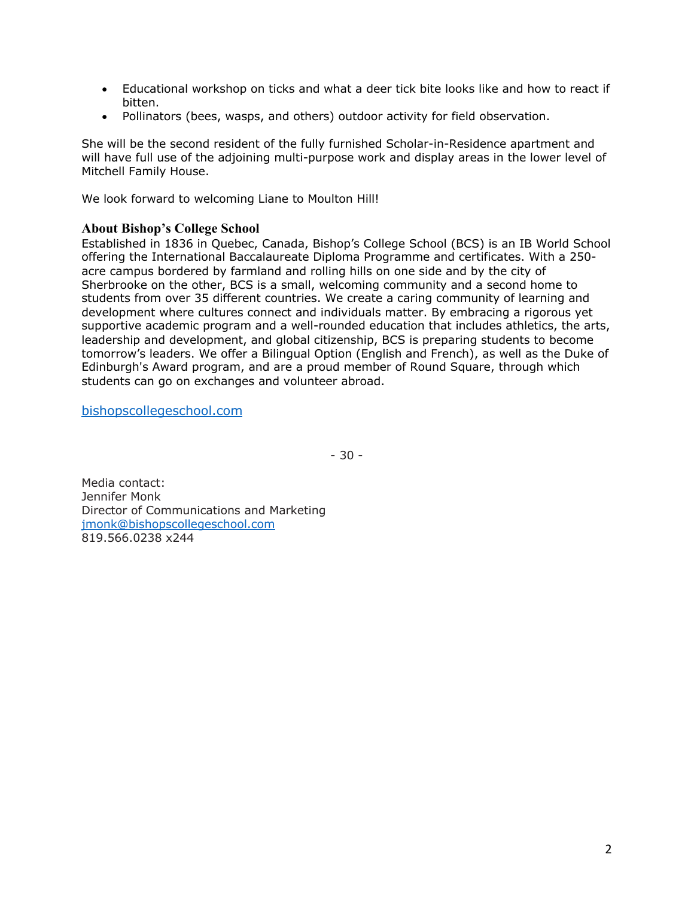- Educational workshop on ticks and what a deer tick bite looks like and how to react if bitten.
- Pollinators (bees, wasps, and others) outdoor activity for field observation.

She will be the second resident of the fully furnished Scholar-in-Residence apartment and will have full use of the adjoining multi-purpose work and display areas in the lower level of Mitchell Family House.

We look forward to welcoming Liane to Moulton Hill!

### About Bishop's College School

Established in 1836 in Quebec, Canada, Bishop's College School (BCS) is an IB World School offering the International Baccalaureate Diploma Programme and certificates. With a 250-acre campus bordered by farmland and rolling hills on one side and by the city of Sherbrooke on the other, BCS is a small, welcoming community and a second home to students from over 35 different countries. We create a caring community of learning and development where cultures connect and individuals matter. By embracing a rigorous yet supportive academic program and a well-rounded education that includes athletics, the arts, leadership and development, and global citizenship, BCS is preparing students to become tomorrow's leaders. We offer a Bilingual Option (English and French), as well as the Duke of Edinburgh's Award program, and are a proud member of Round Square, through which students can go on exchanges and volunteer abroad.

[bishopscollegeschool.com](http://bishopscollegeschool.com)

- 30 -

Media contact:
Jennifer Monk
Director of Communications and Marketing
[jmonk@bishopscollegeschool.com](mailto:jmonk@bishopscollegeschool.com)
819.566.0238 x244